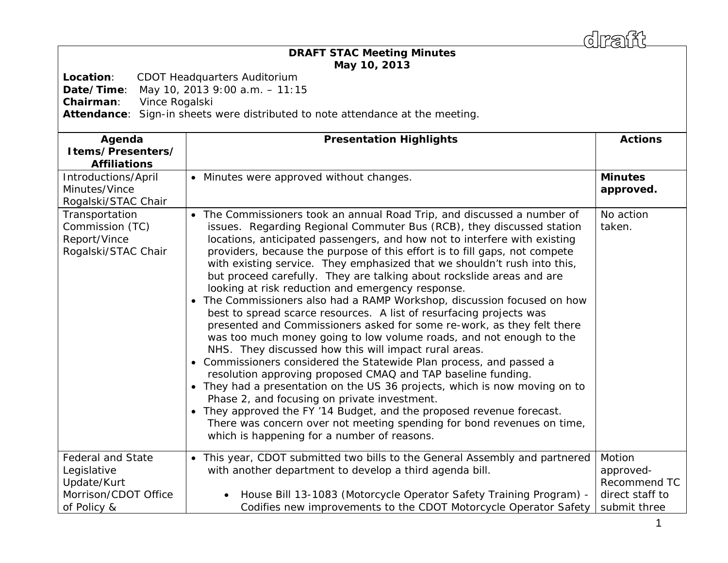draft

# DRAFT STAC Meeting Minutes
## May 10, 2013

**Location**: CDOT Headquarters Auditorium
**Date/Time**: May 10, 2013 9:00 a.m. – 11:15
**Chairman**: Vince Rogalski
**Attendance**: Sign-in sheets were distributed to note attendance at the meeting.

| Agenda Items/Presenters/ Affiliations | Presentation Highlights | Actions |
|---|---|---|
| Introductions/April Minutes/Vince Rogalski/STAC Chair | • Minutes were approved without changes. | **Minutes approved.** |
| Transportation Commission (TC) Report/Vince Rogalski/STAC Chair | • The Commissioners took an annual Road Trip, and discussed a number of issues. Regarding Regional Commuter Bus (RCB), they discussed station locations, anticipated passengers, and how not to interfere with existing providers, because the purpose of this effort is to fill gaps, not compete with existing service. They emphasized that we shouldn't rush into this, but proceed carefully. They are talking about rockslide areas and are looking at risk reduction and emergency response.<br>• The Commissioners also had a RAMP Workshop, discussion focused on how best to spread scarce resources. A list of resurfacing projects was presented and Commissioners asked for some re-work, as they felt there was too much money going to low volume roads, and not enough to the NHS. They discussed how this will impact rural areas.<br>• Commissioners considered the Statewide Plan process, and passed a resolution approving proposed CMAQ and TAP baseline funding.<br>• They had a presentation on the US 36 projects, which is now moving on to Phase 2, and focusing on private investment.<br>• They approved the FY '14 Budget, and the proposed revenue forecast. There was concern over not meeting spending for bond revenues on time, which is happening for a number of reasons. | No action taken. |
| Federal and State Legislative Update/Kurt Morrison/CDOT Office of Policy & | • This year, CDOT submitted two bills to the General Assembly and partnered with another department to develop a third agenda bill.<br>  ◦ House Bill 13-1083 (Motorcycle Operator Safety Training Program) - Codifies new improvements to the CDOT Motorcycle Operator Safety | Motion approved- Recommend TC direct staff to submit three |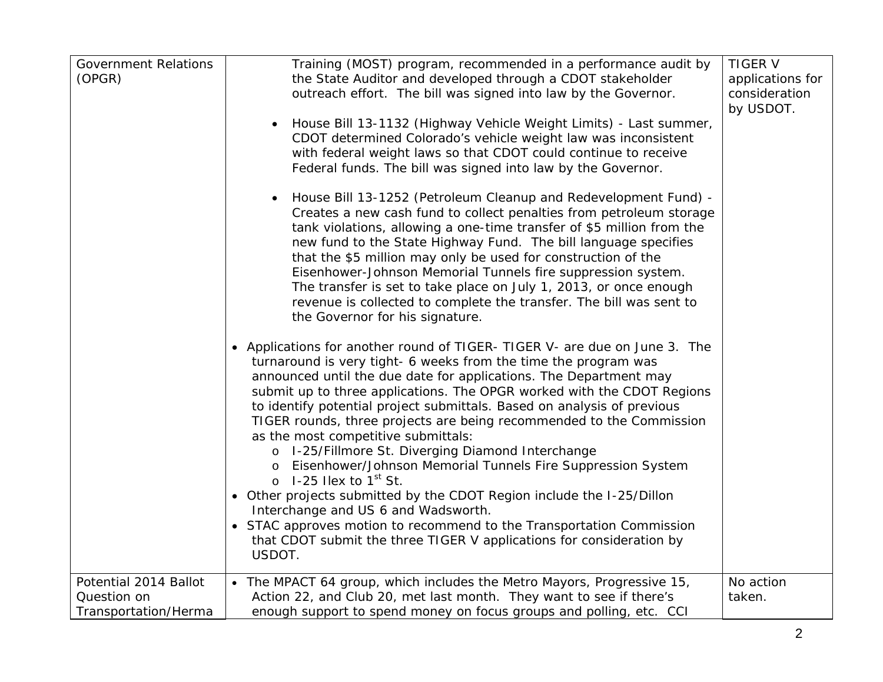| Government Relations (OPGR) | Training (MOST) program, recommended in a performance audit by the State Auditor and developed through a CDOT stakeholder outreach effort. The bill was signed into law by the Governor.<br><br>• House Bill 13-1132 (Highway Vehicle Weight Limits) - Last summer, CDOT determined Colorado's vehicle weight law was inconsistent with federal weight laws so that CDOT could continue to receive Federal funds. The bill was signed into law by the Governor.<br><br>• House Bill 13-1252 (Petroleum Cleanup and Redevelopment Fund) - Creates a new cash fund to collect penalties from petroleum storage tank violations, allowing a one-time transfer of $5 million from the new fund to the State Highway Fund. The bill language specifies that the $5 million may only be used for construction of the Eisenhower-Johnson Memorial Tunnels fire suppression system. The transfer is set to take place on July 1, 2013, or once enough revenue is collected to complete the transfer. The bill was sent to the Governor for his signature.<br><br>• Applications for another round of TIGER- TIGER V- are due on June 3. The turnaround is very tight- 6 weeks from the time the program was announced until the due date for applications. The Department may submit up to three applications. The OPGR worked with the CDOT Regions to identify potential project submittals. Based on analysis of previous TIGER rounds, three projects are being recommended to the Commission as the most competitive submittals:<br>  o I-25/Fillmore St. Diverging Diamond Interchange<br>  o Eisenhower/Johnson Memorial Tunnels Fire Suppression System<br>  o I-25 Ilex to 1st St.<br>• Other projects submitted by the CDOT Region include the I-25/Dillon Interchange and US 6 and Wadsworth.<br>• STAC approves motion to recommend to the Transportation Commission that CDOT submit the three TIGER V applications for consideration by USDOT. | TIGER V applications for consideration by USDOT. |
|---|---|---|
| Potential 2014 Ballot Question on Transportation/Herma | • The MPACT 64 group, which includes the Metro Mayors, Progressive 15, Action 22, and Club 20, met last month. They want to see if there's enough support to spend money on focus groups and polling, etc. CCI | No action taken. |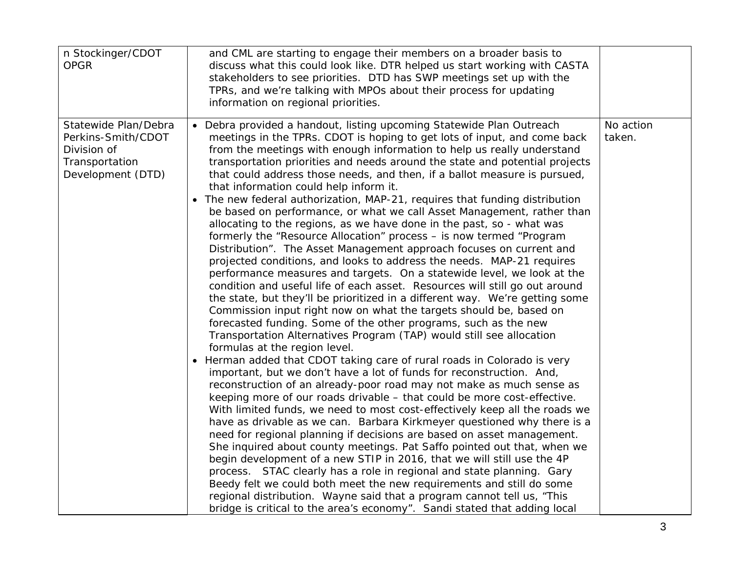| | | |
|---|---|---|
| n Stockinger/CDOT OPGR | and CML are starting to engage their members on a broader basis to discuss what this could look like. DTR helped us start working with CASTA stakeholders to see priorities. DTD has SWP meetings set up with the TPRs, and we're talking with MPOs about their process for updating information on regional priorities. | |
| Statewide Plan/Debra Perkins-Smith/CDOT Division of Transportation Development (DTD) | • Debra provided a handout, listing upcoming Statewide Plan Outreach meetings in the TPRs. CDOT is hoping to get lots of input, and come back from the meetings with enough information to help us really understand transportation priorities and needs around the state and potential projects that could address those needs, and then, if a ballot measure is pursued, that information could help inform it.<br>• The new federal authorization, MAP-21, requires that funding distribution be based on performance, or what we call Asset Management, rather than allocating to the regions, as we have done in the past, so - what was formerly the "Resource Allocation" process – is now termed "Program Distribution". The Asset Management approach focuses on current and projected conditions, and looks to address the needs. MAP-21 requires performance measures and targets. On a statewide level, we look at the condition and useful life of each asset. Resources will still go out around the state, but they'll be prioritized in a different way. We're getting some Commission input right now on what the targets should be, based on forecasted funding. Some of the other programs, such as the new Transportation Alternatives Program (TAP) would still see allocation formulas at the region level.<br>• Herman added that CDOT taking care of rural roads in Colorado is very important, but we don't have a lot of funds for reconstruction. And, reconstruction of an already-poor road may not make as much sense as keeping more of our roads drivable – that could be more cost-effective. With limited funds, we need to most cost-effectively keep all the roads we have as drivable as we can. Barbara Kirkmeyer questioned why there is a need for regional planning if decisions are based on asset management. She inquired about county meetings. Pat Saffo pointed out that, when we begin development of a new STIP in 2016, that we will still use the 4P process. STAC clearly has a role in regional and state planning. Gary Beedy felt we could both meet the new requirements and still do some regional distribution. Wayne said that a program cannot tell us, "This bridge is critical to the area's economy". Sandi stated that adding local | No action taken. |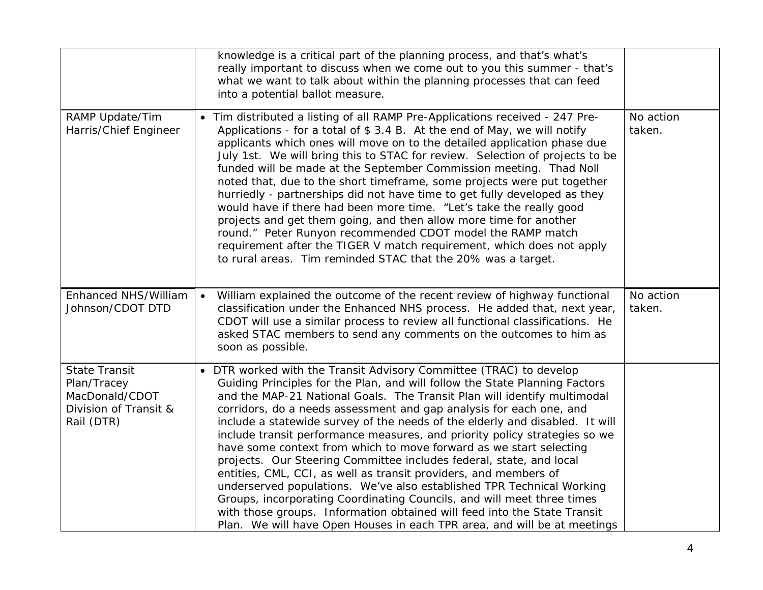| | | |
|---|---|---|
| | knowledge is a critical part of the planning process, and that's what's really important to discuss when we come out to you this summer - that's what we want to talk about within the planning processes that can feed into a potential ballot measure. | |
| RAMP Update/Tim Harris/Chief Engineer | • Tim distributed a listing of all RAMP Pre-Applications received - 247 Pre-Applications - for a total of $ 3.4 B. At the end of May, we will notify applicants which ones will move on to the detailed application phase due July 1st. We will bring this to STAC for review. Selection of projects to be funded will be made at the September Commission meeting. Thad Noll noted that, due to the short timeframe, some projects were put together hurriedly - partnerships did not have time to get fully developed as they would have if there had been more time. "Let's take the really good projects and get them going, and then allow more time for another round." Peter Runyon recommended CDOT model the RAMP match requirement after the TIGER V match requirement, which does not apply to rural areas. Tim reminded STAC that the 20% was a target. | No action taken. |
| Enhanced NHS/William Johnson/CDOT DTD | • William explained the outcome of the recent review of highway functional classification under the Enhanced NHS process. He added that, next year, CDOT will use a similar process to review all functional classifications. He asked STAC members to send any comments on the outcomes to him as soon as possible. | No action taken. |
| State Transit Plan/Tracey MacDonald/CDOT Division of Transit & Rail (DTR) | • DTR worked with the Transit Advisory Committee (TRAC) to develop Guiding Principles for the Plan, and will follow the State Planning Factors and the MAP-21 National Goals. The Transit Plan will identify multimodal corridors, do a needs assessment and gap analysis for each one, and include a statewide survey of the needs of the elderly and disabled. It will include transit performance measures, and priority policy strategies so we have some context from which to move forward as we start selecting projects. Our Steering Committee includes federal, state, and local entities, CML, CCI, as well as transit providers, and members of underserved populations. We've also established TPR Technical Working Groups, incorporating Coordinating Councils, and will meet three times with those groups. Information obtained will feed into the State Transit Plan. We will have Open Houses in each TPR area, and will be at meetings | |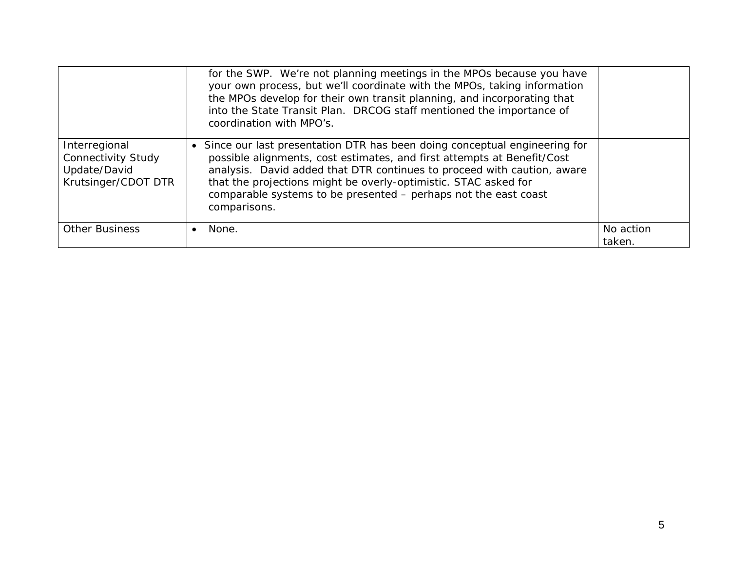| | | |
|---|---|---|
| | for the SWP. We're not planning meetings in the MPOs because you have your own process, but we'll coordinate with the MPOs, taking information the MPOs develop for their own transit planning, and incorporating that into the State Transit Plan. DRCOG staff mentioned the importance of coordination with MPO's. | |
| Interregional Connectivity Study Update/David Krutsinger/CDOT DTR | • Since our last presentation DTR has been doing conceptual engineering for possible alignments, cost estimates, and first attempts at Benefit/Cost analysis. David added that DTR continues to proceed with caution, aware that the projections might be overly-optimistic. STAC asked for comparable systems to be presented – perhaps not the east coast comparisons. | |
| Other Business | • None. | No action taken. |